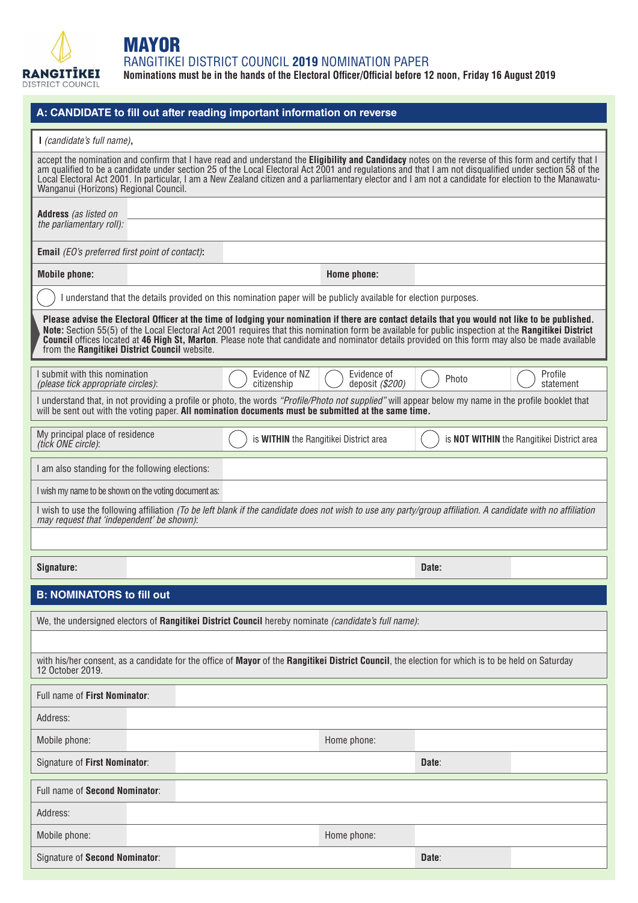RANGITĪKEI
DISTRICT COUNCIL

# MAYOR

## RANGITIKEI DISTRICT COUNCIL **2019** NOMINATION PAPER

**Nominations must be in the hands of the Electoral Officer/Official before 12 noon, Friday 16 August 2019**

## A: CANDIDATE to fill out after reading important information on reverse

I *(candidate's full name)*,

accept the nomination and confirm that I have read and understand the **Eligibility and Candidacy** notes on the reverse of this form and certify that I am qualified to be a candidate under section 25 of the Local Electoral Act 2001 and regulations and that I am not disqualified under section 58 of the Local Electoral Act 2001. In particular, I am a New Zealand citizen and a parliamentary elector and I am not a candidate for election to the Manawatu-Wanganui (Horizons) Regional Council.

| | | | |
|---|---|---|---|
| **Address** *(as listed on the parliamentary roll)*: | | | |
| **Email** *(EO's preferred first point of contact)*: | | | |
| **Mobile phone:** | | **Home phone:** | |

◯ I understand that the details provided on this nomination paper will be publicly available for election purposes.

**Please advise the Electoral Officer at the time of lodging your nomination if there are contact details that you would not like to be published.**
**Note:** Section 55(5) of the Local Electoral Act 2001 requires that this nomination form be available for public inspection at the **Rangitikei District Council** offices located at **46 High St, Marton**. Please note that candidate and nominator details provided on this form may also be made available from the **Rangitikei District Council** website.

| | | | | |
|---|---|---|---|---|
| I submit with this nomination *(please tick appropriate circles)*: | ◯ Evidence of NZ citizenship | ◯ Evidence of deposit *($200)* | ◯ Photo | ◯ Profile statement |

I understand that, in not providing a profile or photo, the words *"Profile/Photo not supplied"* will appear below my name in the profile booklet that will be sent out with the voting paper. **All nomination documents must be submitted at the same time.**

| | | |
|---|---|---|
| My principal place of residence *(tick ONE circle)*: | ◯ is **WITHIN** the Rangitikei District area | ◯ is **NOT WITHIN** the Rangitikei District area |

| | |
|---|---|
| I am also standing for the following elections: | |
| I wish my name to be shown on the voting document as: | |

I wish to use the following affiliation *(To be left blank if the candidate does not wish to use any party/group affiliation. A candidate with no affiliation may request that 'independent' be shown)*:

| | | | |
|---|---|---|---|
| **Signature:** | | **Date:** | |

## B: NOMINATORS to fill out

We, the undersigned electors of **Rangitikei District Council** hereby nominate *(candidate's full name)*:

with his/her consent, as a candidate for the office of **Mayor** of the **Rangitikei District Council**, the election for which is to be held on Saturday 12 October 2019.

| | | | |
|---|---|---|---|
| Full name of **First Nominator**: | | | |
| Address: | | | |
| Mobile phone: | | Home phone: | |
| Signature of **First Nominator**: | | **Date**: | |

| | | | |
|---|---|---|---|
| Full name of **Second Nominator**: | | | |
| Address: | | | |
| Mobile phone: | | Home phone: | |
| Signature of **Second Nominator**: | | **Date**: | |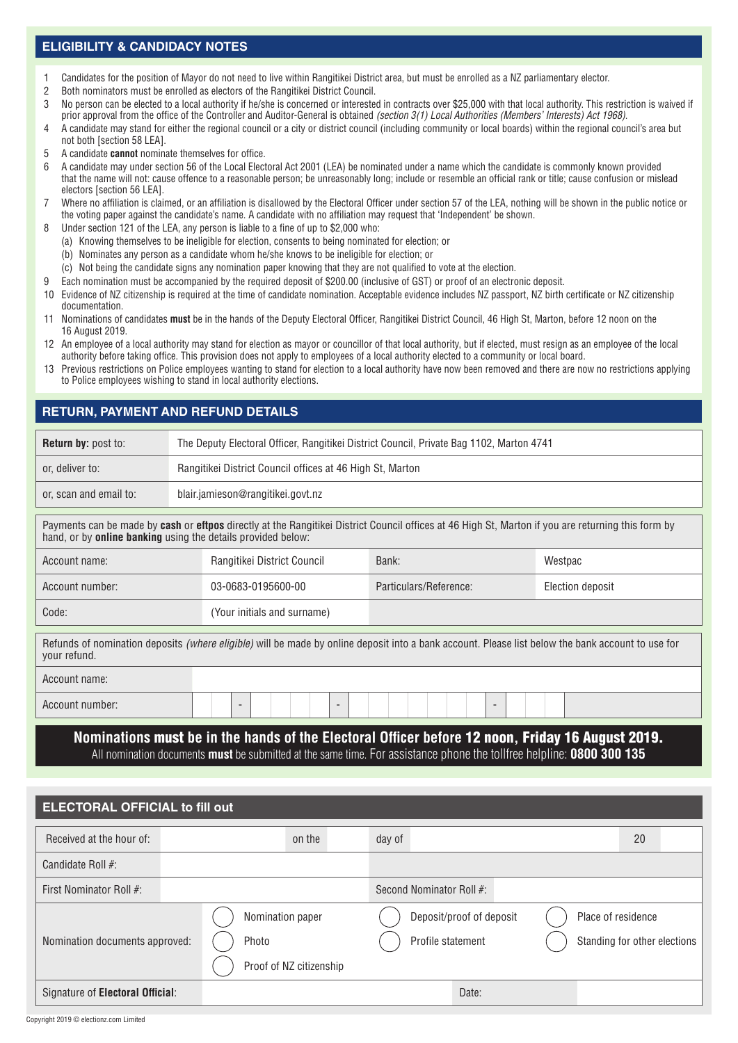## ELIGIBILITY & CANDIDACY NOTES

1. Candidates for the position of Mayor do not need to live within Rangitikei District area, but must be enrolled as a NZ parliamentary elector.
2. Both nominators must be enrolled as electors of the Rangitikei District Council.
3. No person can be elected to a local authority if he/she is concerned or interested in contracts over $25,000 with that local authority. This restriction is waived if prior approval from the office of the Controller and Auditor-General is obtained *(section 3(1) Local Authorities (Members' Interests) Act 1968)*.
4. A candidate may stand for either the regional council or a city or district council (including community or local boards) within the regional council's area but not both [section 58 LEA].
5. A candidate **cannot** nominate themselves for office.
6. A candidate may under section 56 of the Local Electoral Act 2001 (LEA) be nominated under a name which the candidate is commonly known provided that the name will not: cause offence to a reasonable person; be unreasonably long; include or resemble an official rank or title; cause confusion or mislead electors [section 56 LEA].
7. Where no affiliation is claimed, or an affiliation is disallowed by the Electoral Officer under section 57 of the LEA, nothing will be shown in the public notice or the voting paper against the candidate's name. A candidate with no affiliation may request that 'Independent' be shown.
8. Under section 121 of the LEA, any person is liable to a fine of up to $2,000 who:
   (a) Knowing themselves to be ineligible for election, consents to being nominated for election; or
   (b) Nominates any person as a candidate whom he/she knows to be ineligible for election; or
   (c) Not being the candidate signs any nomination paper knowing that they are not qualified to vote at the election.
9. Each nomination must be accompanied by the required deposit of $200.00 (inclusive of GST) or proof of an electronic deposit.
10. Evidence of NZ citizenship is required at the time of candidate nomination. Acceptable evidence includes NZ passport, NZ birth certificate or NZ citizenship documentation.
11. Nominations of candidates **must** be in the hands of the Deputy Electoral Officer, Rangitikei District Council, 46 High St, Marton, before 12 noon on the 16 August 2019.
12. An employee of a local authority may stand for election as mayor or councillor of that local authority, but if elected, must resign as an employee of the local authority before taking office. This provision does not apply to employees of a local authority elected to a community or local board.
13. Previous restrictions on Police employees wanting to stand for election to a local authority have now been removed and there are now no restrictions applying to Police employees wishing to stand in local authority elections.

## RETURN, PAYMENT AND REFUND DETAILS

| | |
|---|---|
| **Return by:** post to: | The Deputy Electoral Officer, Rangitikei District Council, Private Bag 1102, Marton 4741 |
| or, deliver to: | Rangitikei District Council offices at 46 High St, Marton |
| or, scan and email to: | blair.jamieson@rangitikei.govt.nz |

Payments can be made by **cash** or **eftpos** directly at the Rangitikei District Council offices at 46 High St, Marton if you are returning this form by hand, or by **online banking** using the details provided below:

| | | | |
|---|---|---|---|
| Account name: | Rangitikei District Council | Bank: | Westpac |
| Account number: | 03-0683-0195600-00 | Particulars/Reference: | Election deposit |
| Code: | (Your initials and surname) | | |

Refunds of nomination deposits *(where eligible)* will be made by online deposit into a bank account. Please list below the bank account to use for your refund.

| | |
|---|---|
| Account name: | |
| Account number: | - - - |

**Nominations must be in the hands of the Electoral Officer before 12 noon, Friday 16 August 2019.**
All nomination documents **must** be submitted at the same time. For assistance phone the tollfree helpline: **0800 300 135**

## ELECTORAL OFFICIAL to fill out

| | | | | | |
|---|---|---|---|---|---|
| Received at the hour of: | | on the | | day of | 20 |
| Candidate Roll #: | | | | | |
| First Nominator Roll #: | | | Second Nominator Roll #: | | |

Nomination documents approved:

- ◯ Nomination paper
- ◯ Photo
- ◯ Proof of NZ citizenship
- ◯ Deposit/proof of deposit
- ◯ Profile statement
- ◯ Place of residence
- ◯ Standing for other elections

| | | | |
|---|---|---|---|
| Signature of **Electoral Official**: | | Date: | |

Copyright 2019 © electionz.com Limited